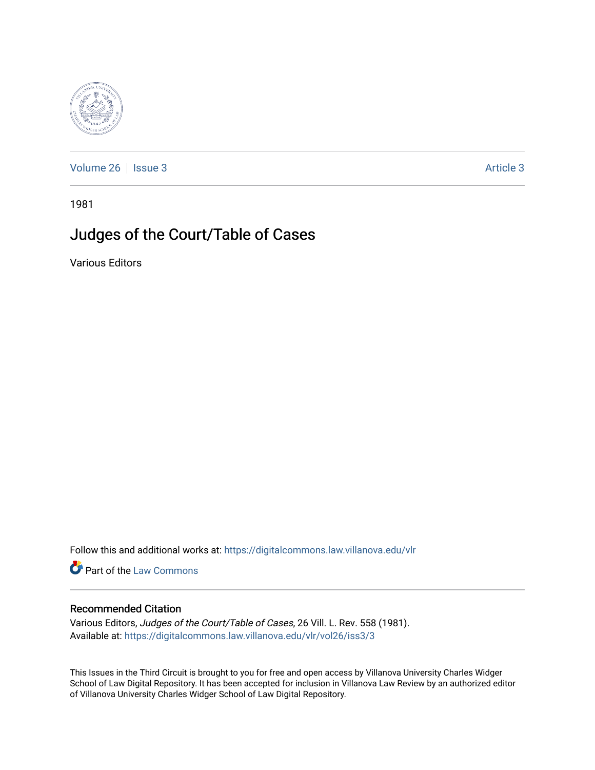Volume 26 | Issue 3 | Article 3

1981

# Judges of the Court/Table of Cases

Various Editors

Follow this and additional works at: https://digitalcommons.law.villanova.edu/vlr

Part of the Law Commons

## Recommended Citation

Various Editors, *Judges of the Court/Table of Cases*, 26 Vill. L. Rev. 558 (1981).
Available at: https://digitalcommons.law.villanova.edu/vlr/vol26/iss3/3

This Issues in the Third Circuit is brought to you for free and open access by Villanova University Charles Widger School of Law Digital Repository. It has been accepted for inclusion in Villanova Law Review by an authorized editor of Villanova University Charles Widger School of Law Digital Repository.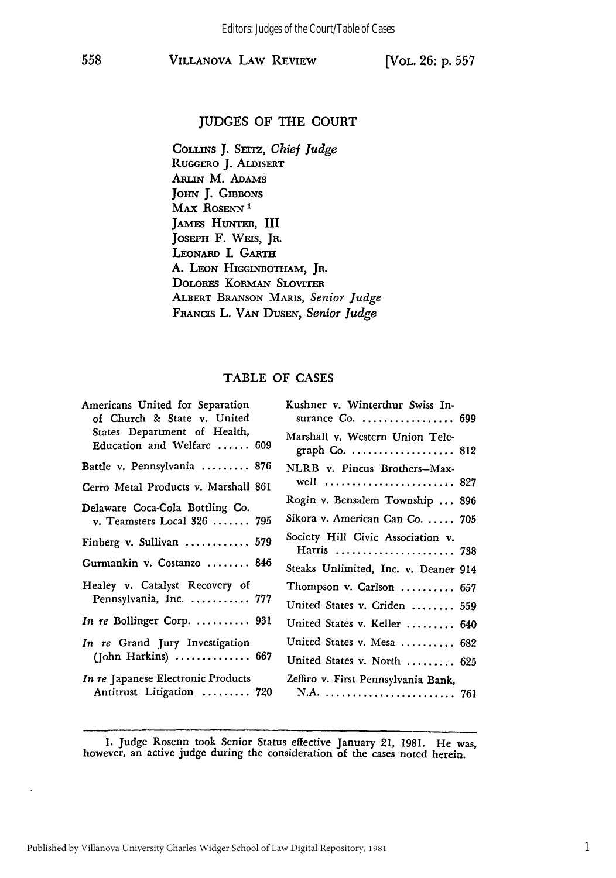## JUDGES OF THE COURT

COLLINS J. SEITZ, *Chief Judge*
RUGGERO J. ALDISERT
ARLIN M. ADAMS
JOHN J. GIBBONS
MAX ROSENN [1]
JAMES HUNTER, III
JOSEPH F. WEIS, JR.
LEONARD I. GARTH
A. LEON HIGGINBOTHAM, JR.
DOLORES KORMAN SLOVITER
ALBERT BRANSON MARIS, *Senior Judge*
FRANCIS L. VAN DUSEN, *Senior Judge*

## TABLE OF CASES

| | |
|---|---|
| Americans United for Separation of Church & State v. United States Department of Health, Education and Welfare | 609 |
| Battle v. Pennsylvania | 876 |
| Cerro Metal Products v. Marshall | 861 |
| Delaware Coca-Cola Bottling Co. v. Teamsters Local 326 | 795 |
| Finberg v. Sullivan | 579 |
| Gurmankin v. Costanzo | 846 |
| Healey v. Catalyst Recovery of Pennsylvania, Inc. | 777 |
| *In re* Bollinger Corp. | 931 |
| *In re* Grand Jury Investigation (John Harkins) | 667 |
| *In re* Japanese Electronic Products Antitrust Litigation | 720 |
| Kushner v. Winterthur Swiss Insurance Co. | 699 |
| Marshall v. Western Union Telegraph Co. | 812 |
| NLRB v. Pincus Brothers–Maxwell | 827 |
| Rogin v. Bensalem Township | 896 |
| Sikora v. American Can Co. | 705 |
| Society Hill Civic Association v. Harris | 738 |
| Steaks Unlimited, Inc. v. Deaner | 914 |
| Thompson v. Carlson | 657 |
| United States v. Criden | 559 |
| United States v. Keller | 640 |
| United States v. Mesa | 682 |
| United States v. North | 625 |
| Zeffiro v. First Pennsylvania Bank, N.A. | 761 |

1. Judge Rosenn took Senior Status effective January 21, 1981. He was, however, an active judge during the consideration of the cases noted herein.